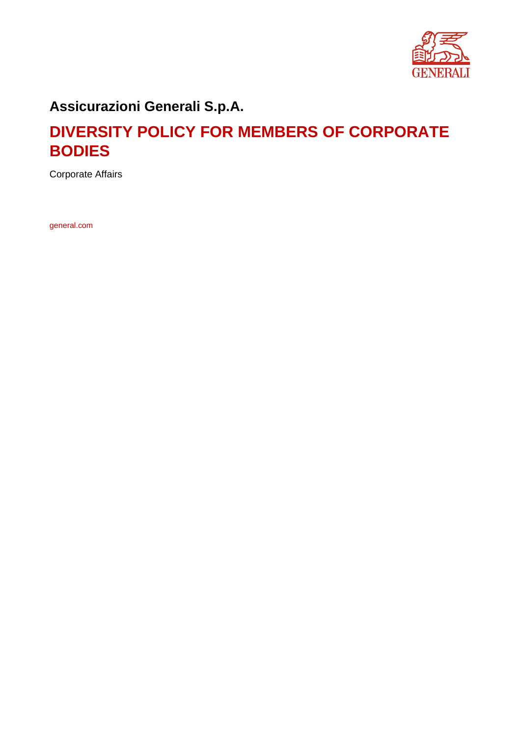**Assicurazioni Generali S.p.A.**

# DIVERSITY POLICY FOR MEMBERS OF CORPORATE BODIES

Corporate Affairs

general.com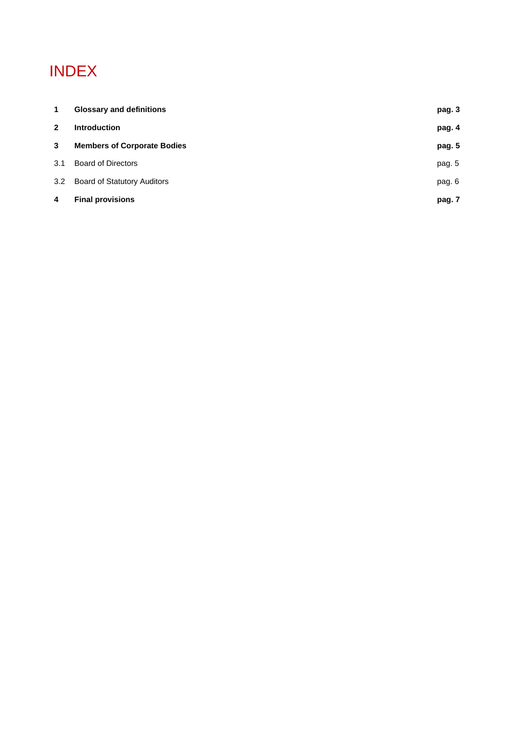# INDEX

| | | |
|---|---|---|
| **1** | **Glossary and definitions** | **pag. 3** |
| **2** | **Introduction** | **pag. 4** |
| **3** | **Members of Corporate Bodies** | **pag. 5** |
| 3.1 | Board of Directors | pag. 5 |
| 3.2 | Board of Statutory Auditors | pag. 6 |
| **4** | **Final provisions** | **pag. 7** |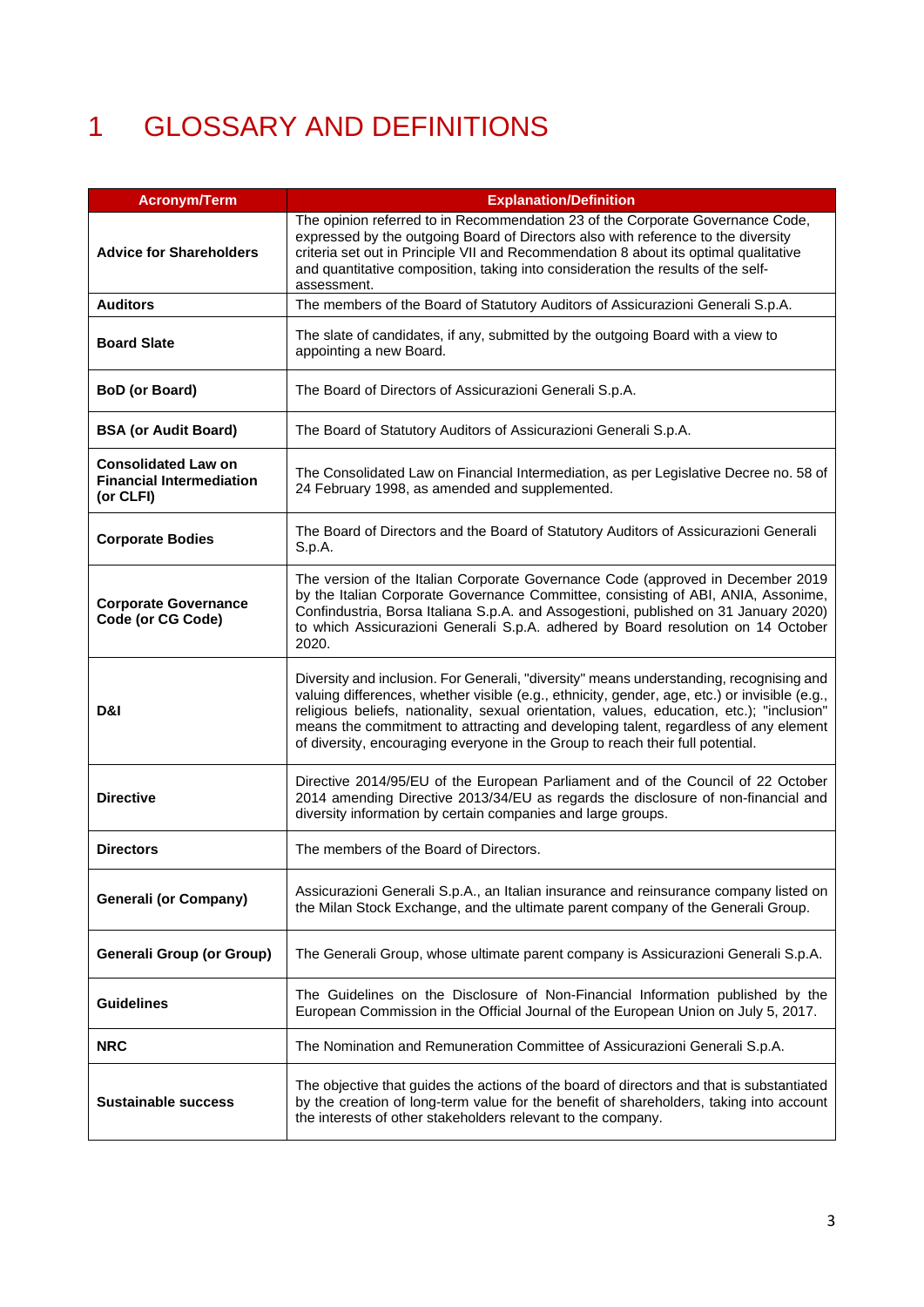# 1 GLOSSARY AND DEFINITIONS

| Acronym/Term | Explanation/Definition |
| --- | --- |
| **Advice for Shareholders** | The opinion referred to in Recommendation 23 of the Corporate Governance Code, expressed by the outgoing Board of Directors also with reference to the diversity criteria set out in Principle VII and Recommendation 8 about its optimal qualitative and quantitative composition, taking into consideration the results of the self-assessment. |
| **Auditors** | The members of the Board of Statutory Auditors of Assicurazioni Generali S.p.A. |
| **Board Slate** | The slate of candidates, if any, submitted by the outgoing Board with a view to appointing a new Board. |
| **BoD (or Board)** | The Board of Directors of Assicurazioni Generali S.p.A. |
| **BSA (or Audit Board)** | The Board of Statutory Auditors of Assicurazioni Generali S.p.A. |
| **Consolidated Law on Financial Intermediation (or CLFI)** | The Consolidated Law on Financial Intermediation, as per Legislative Decree no. 58 of 24 February 1998, as amended and supplemented. |
| **Corporate Bodies** | The Board of Directors and the Board of Statutory Auditors of Assicurazioni Generali S.p.A. |
| **Corporate Governance Code (or CG Code)** | The version of the Italian Corporate Governance Code (approved in December 2019 by the Italian Corporate Governance Committee, consisting of ABI, ANIA, Assonime, Confindustria, Borsa Italiana S.p.A. and Assogestioni, published on 31 January 2020) to which Assicurazioni Generali S.p.A. adhered by Board resolution on 14 October 2020. |
| **D&I** | Diversity and inclusion. For Generali, "diversity" means understanding, recognising and valuing differences, whether visible (e.g., ethnicity, gender, age, etc.) or invisible (e.g., religious beliefs, nationality, sexual orientation, values, education, etc.); "inclusion" means the commitment to attracting and developing talent, regardless of any element of diversity, encouraging everyone in the Group to reach their full potential. |
| **Directive** | Directive 2014/95/EU of the European Parliament and of the Council of 22 October 2014 amending Directive 2013/34/EU as regards the disclosure of non-financial and diversity information by certain companies and large groups. |
| **Directors** | The members of the Board of Directors. |
| **Generali (or Company)** | Assicurazioni Generali S.p.A., an Italian insurance and reinsurance company listed on the Milan Stock Exchange, and the ultimate parent company of the Generali Group. |
| **Generali Group (or Group)** | The Generali Group, whose ultimate parent company is Assicurazioni Generali S.p.A. |
| **Guidelines** | The Guidelines on the Disclosure of Non-Financial Information published by the European Commission in the Official Journal of the European Union on July 5, 2017. |
| **NRC** | The Nomination and Remuneration Committee of Assicurazioni Generali S.p.A. |
| **Sustainable success** | The objective that guides the actions of the board of directors and that is substantiated by the creation of long-term value for the benefit of shareholders, taking into account the interests of other stakeholders relevant to the company. |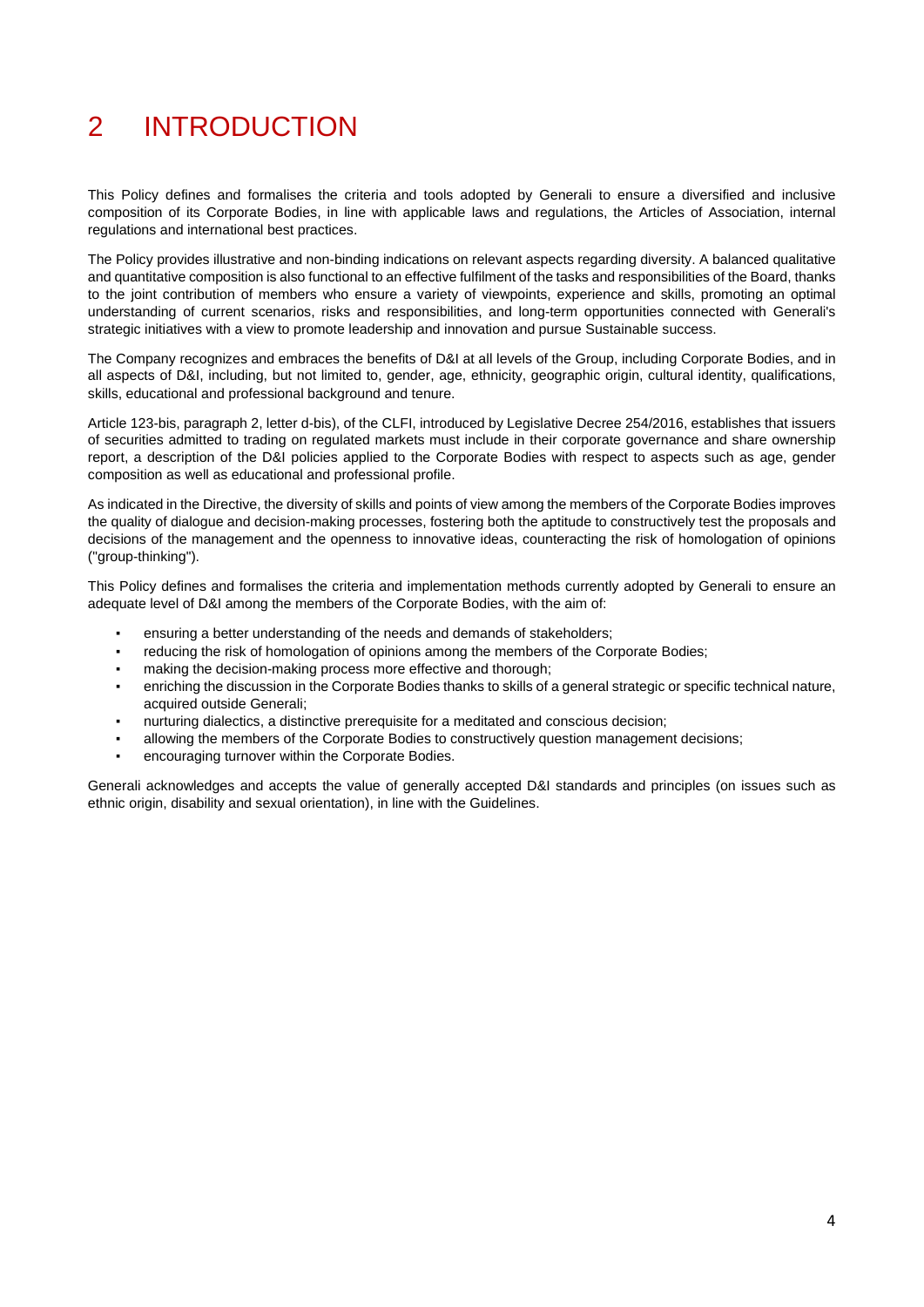# 2 INTRODUCTION

This Policy defines and formalises the criteria and tools adopted by Generali to ensure a diversified and inclusive composition of its Corporate Bodies, in line with applicable laws and regulations, the Articles of Association, internal regulations and international best practices.

The Policy provides illustrative and non-binding indications on relevant aspects regarding diversity. A balanced qualitative and quantitative composition is also functional to an effective fulfilment of the tasks and responsibilities of the Board, thanks to the joint contribution of members who ensure a variety of viewpoints, experience and skills, promoting an optimal understanding of current scenarios, risks and responsibilities, and long-term opportunities connected with Generali's strategic initiatives with a view to promote leadership and innovation and pursue Sustainable success.

The Company recognizes and embraces the benefits of D&I at all levels of the Group, including Corporate Bodies, and in all aspects of D&I, including, but not limited to, gender, age, ethnicity, geographic origin, cultural identity, qualifications, skills, educational and professional background and tenure.

Article 123-bis, paragraph 2, letter d-bis), of the CLFI, introduced by Legislative Decree 254/2016, establishes that issuers of securities admitted to trading on regulated markets must include in their corporate governance and share ownership report, a description of the D&I policies applied to the Corporate Bodies with respect to aspects such as age, gender composition as well as educational and professional profile.

As indicated in the Directive, the diversity of skills and points of view among the members of the Corporate Bodies improves the quality of dialogue and decision-making processes, fostering both the aptitude to constructively test the proposals and decisions of the management and the openness to innovative ideas, counteracting the risk of homologation of opinions ("group-thinking").

This Policy defines and formalises the criteria and implementation methods currently adopted by Generali to ensure an adequate level of D&I among the members of the Corporate Bodies, with the aim of:

- ensuring a better understanding of the needs and demands of stakeholders;
- reducing the risk of homologation of opinions among the members of the Corporate Bodies;
- making the decision-making process more effective and thorough;
- enriching the discussion in the Corporate Bodies thanks to skills of a general strategic or specific technical nature, acquired outside Generali;
- nurturing dialectics, a distinctive prerequisite for a meditated and conscious decision;
- allowing the members of the Corporate Bodies to constructively question management decisions;
- encouraging turnover within the Corporate Bodies.

Generali acknowledges and accepts the value of generally accepted D&I standards and principles (on issues such as ethnic origin, disability and sexual orientation), in line with the Guidelines.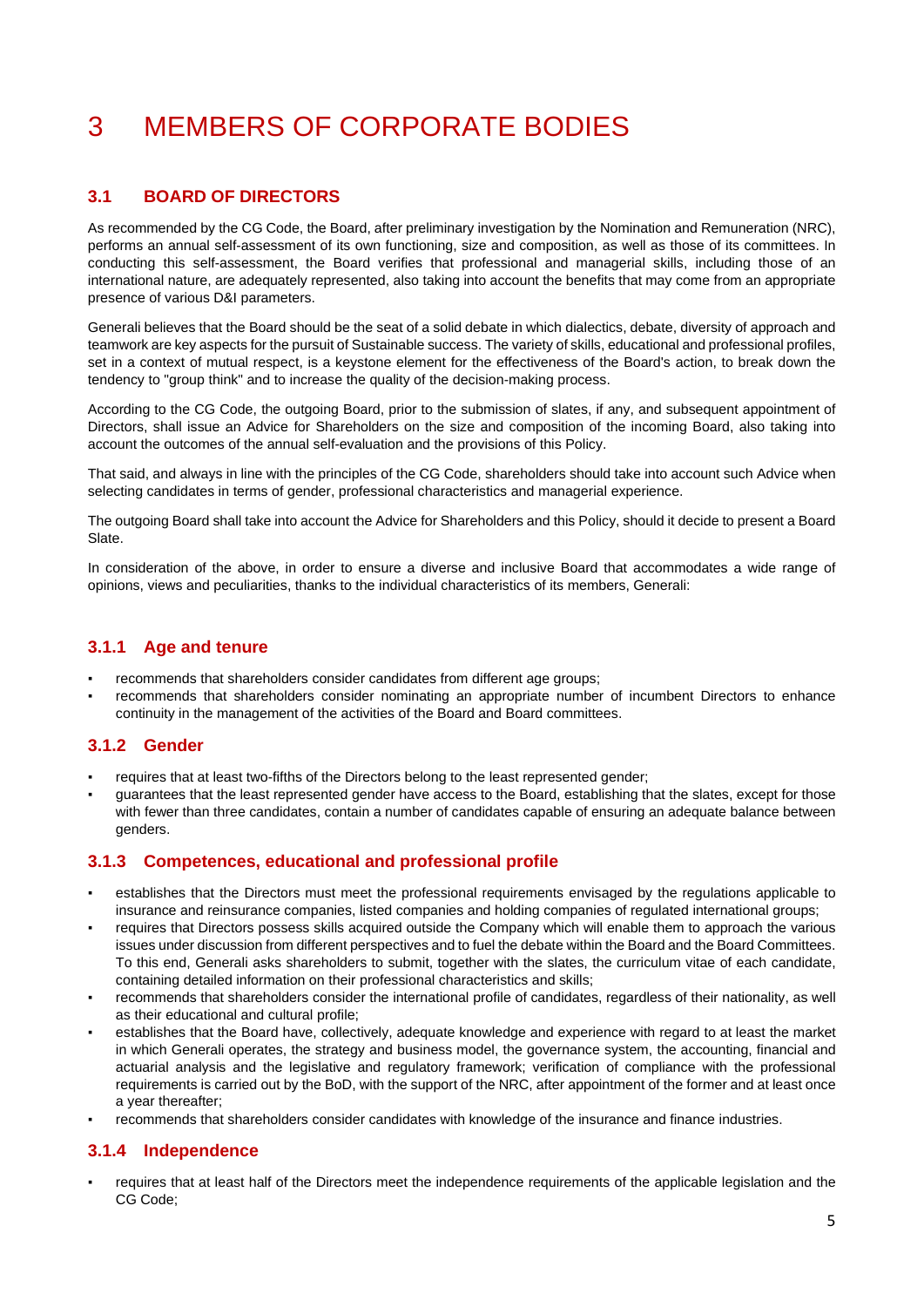# 3 MEMBERS OF CORPORATE BODIES

## 3.1 BOARD OF DIRECTORS

As recommended by the CG Code, the Board, after preliminary investigation by the Nomination and Remuneration (NRC), performs an annual self-assessment of its own functioning, size and composition, as well as those of its committees. In conducting this self-assessment, the Board verifies that professional and managerial skills, including those of an international nature, are adequately represented, also taking into account the benefits that may come from an appropriate presence of various D&I parameters.

Generali believes that the Board should be the seat of a solid debate in which dialectics, debate, diversity of approach and teamwork are key aspects for the pursuit of Sustainable success. The variety of skills, educational and professional profiles, set in a context of mutual respect, is a keystone element for the effectiveness of the Board's action, to break down the tendency to "group think" and to increase the quality of the decision-making process.

According to the CG Code, the outgoing Board, prior to the submission of slates, if any, and subsequent appointment of Directors, shall issue an Advice for Shareholders on the size and composition of the incoming Board, also taking into account the outcomes of the annual self-evaluation and the provisions of this Policy.

That said, and always in line with the principles of the CG Code, shareholders should take into account such Advice when selecting candidates in terms of gender, professional characteristics and managerial experience.

The outgoing Board shall take into account the Advice for Shareholders and this Policy, should it decide to present a Board Slate.

In consideration of the above, in order to ensure a diverse and inclusive Board that accommodates a wide range of opinions, views and peculiarities, thanks to the individual characteristics of its members, Generali:

### 3.1.1 Age and tenure

- recommends that shareholders consider candidates from different age groups;
- recommends that shareholders consider nominating an appropriate number of incumbent Directors to enhance continuity in the management of the activities of the Board and Board committees.

### 3.1.2 Gender

- requires that at least two-fifths of the Directors belong to the least represented gender;
- guarantees that the least represented gender have access to the Board, establishing that the slates, except for those with fewer than three candidates, contain a number of candidates capable of ensuring an adequate balance between genders.

### 3.1.3 Competences, educational and professional profile

- establishes that the Directors must meet the professional requirements envisaged by the regulations applicable to insurance and reinsurance companies, listed companies and holding companies of regulated international groups;
- requires that Directors possess skills acquired outside the Company which will enable them to approach the various issues under discussion from different perspectives and to fuel the debate within the Board and the Board Committees. To this end, Generali asks shareholders to submit, together with the slates, the curriculum vitae of each candidate, containing detailed information on their professional characteristics and skills;
- recommends that shareholders consider the international profile of candidates, regardless of their nationality, as well as their educational and cultural profile;
- establishes that the Board have, collectively, adequate knowledge and experience with regard to at least the market in which Generali operates, the strategy and business model, the governance system, the accounting, financial and actuarial analysis and the legislative and regulatory framework; verification of compliance with the professional requirements is carried out by the BoD, with the support of the NRC, after appointment of the former and at least once a year thereafter;
- recommends that shareholders consider candidates with knowledge of the insurance and finance industries.

### 3.1.4 Independence

- requires that at least half of the Directors meet the independence requirements of the applicable legislation and the CG Code;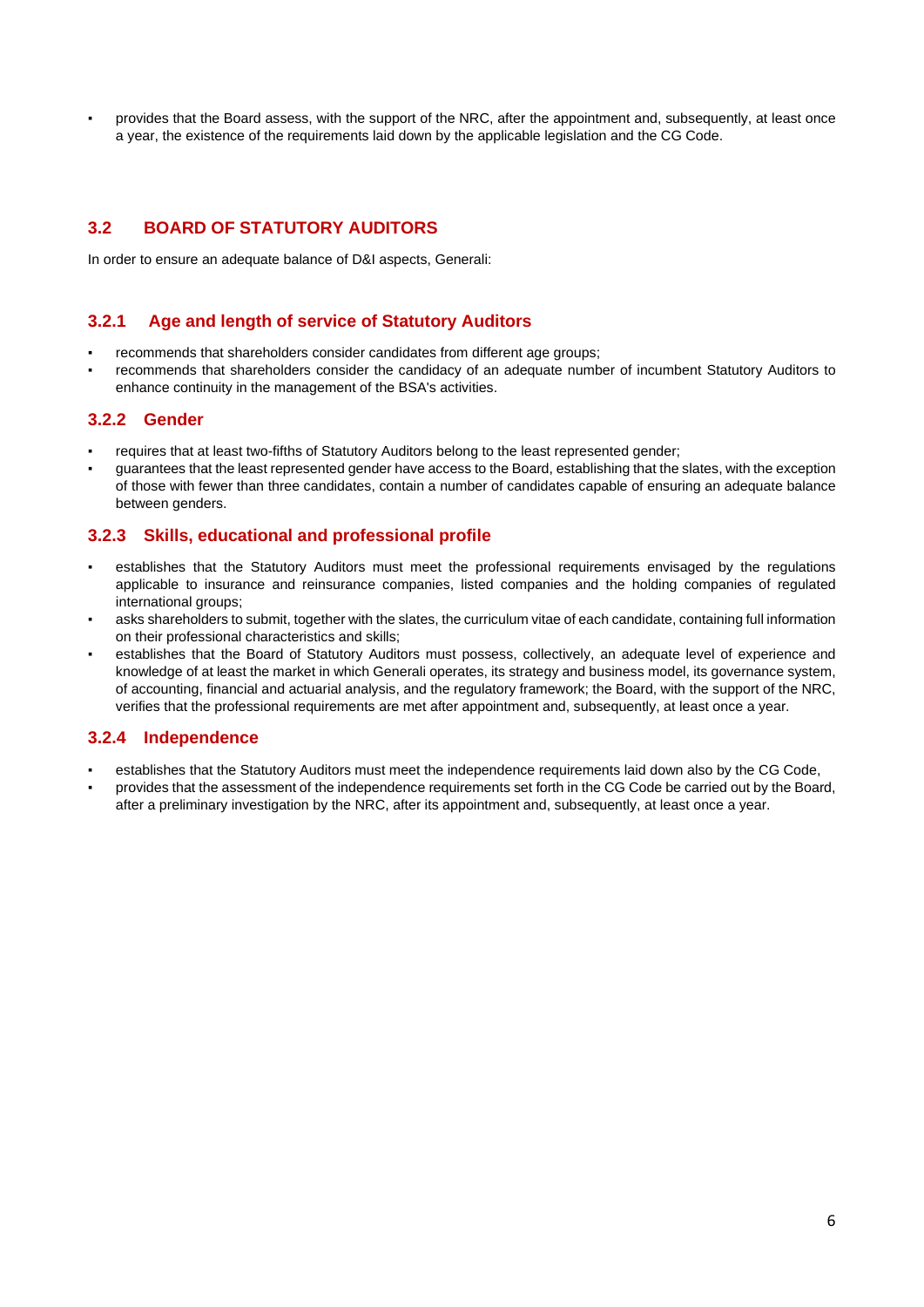- provides that the Board assess, with the support of the NRC, after the appointment and, subsequently, at least once a year, the existence of the requirements laid down by the applicable legislation and the CG Code.

## 3.2 BOARD OF STATUTORY AUDITORS

In order to ensure an adequate balance of D&I aspects, Generali:

### 3.2.1 Age and length of service of Statutory Auditors

- recommends that shareholders consider candidates from different age groups;
- recommends that shareholders consider the candidacy of an adequate number of incumbent Statutory Auditors to enhance continuity in the management of the BSA's activities.

### 3.2.2 Gender

- requires that at least two-fifths of Statutory Auditors belong to the least represented gender;
- guarantees that the least represented gender have access to the Board, establishing that the slates, with the exception of those with fewer than three candidates, contain a number of candidates capable of ensuring an adequate balance between genders.

### 3.2.3 Skills, educational and professional profile

- establishes that the Statutory Auditors must meet the professional requirements envisaged by the regulations applicable to insurance and reinsurance companies, listed companies and the holding companies of regulated international groups;
- asks shareholders to submit, together with the slates, the curriculum vitae of each candidate, containing full information on their professional characteristics and skills;
- establishes that the Board of Statutory Auditors must possess, collectively, an adequate level of experience and knowledge of at least the market in which Generali operates, its strategy and business model, its governance system, of accounting, financial and actuarial analysis, and the regulatory framework; the Board, with the support of the NRC, verifies that the professional requirements are met after appointment and, subsequently, at least once a year.

### 3.2.4 Independence

- establishes that the Statutory Auditors must meet the independence requirements laid down also by the CG Code,
- provides that the assessment of the independence requirements set forth in the CG Code be carried out by the Board, after a preliminary investigation by the NRC, after its appointment and, subsequently, at least once a year.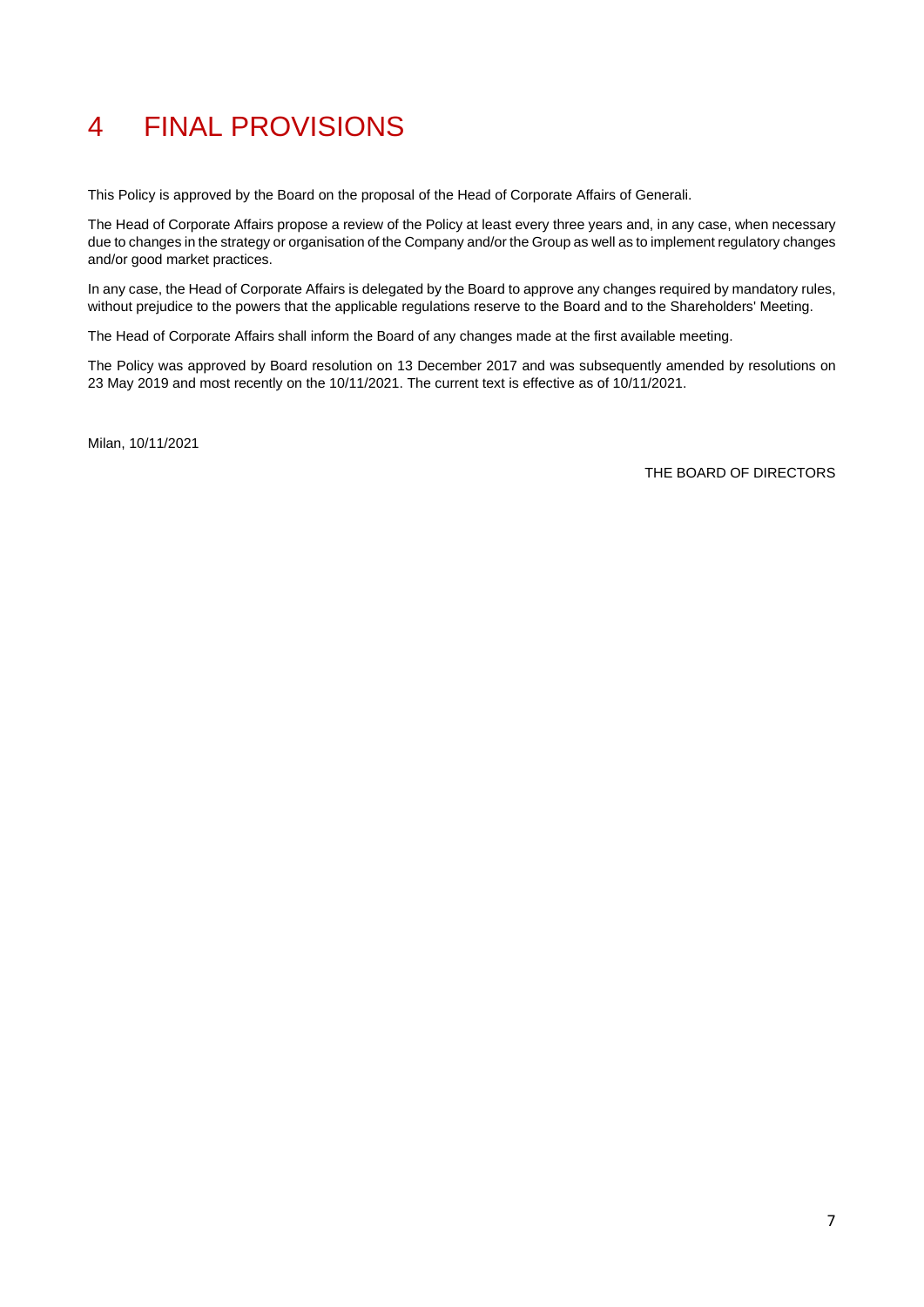# 4 FINAL PROVISIONS

This Policy is approved by the Board on the proposal of the Head of Corporate Affairs of Generali.

The Head of Corporate Affairs propose a review of the Policy at least every three years and, in any case, when necessary due to changes in the strategy or organisation of the Company and/or the Group as well as to implement regulatory changes and/or good market practices.

In any case, the Head of Corporate Affairs is delegated by the Board to approve any changes required by mandatory rules, without prejudice to the powers that the applicable regulations reserve to the Board and to the Shareholders' Meeting.

The Head of Corporate Affairs shall inform the Board of any changes made at the first available meeting.

The Policy was approved by Board resolution on 13 December 2017 and was subsequently amended by resolutions on 23 May 2019 and most recently on the 10/11/2021. The current text is effective as of 10/11/2021.

Milan, 10/11/2021

THE BOARD OF DIRECTORS